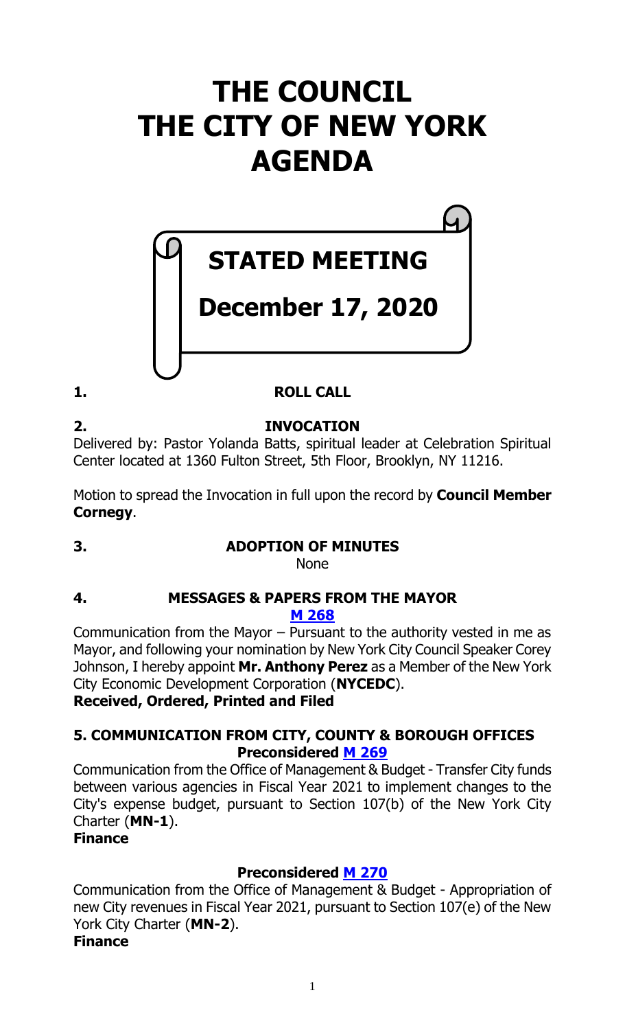# THE COUNCIL
# THE CITY OF NEW YORK
# AGENDA

## STATED MEETING

## December 17, 2020

**1. ROLL CALL**

**2. INVOCATION**

Delivered by: Pastor Yolanda Batts, spiritual leader at Celebration Spiritual Center located at 1360 Fulton Street, 5th Floor, Brooklyn, NY 11216.

Motion to spread the Invocation in full upon the record by **Council Member Cornegy**.

**3. ADOPTION OF MINUTES**

None

**4. MESSAGES & PAPERS FROM THE MAYOR**

**M 268**

Communication from the Mayor – Pursuant to the authority vested in me as Mayor, and following your nomination by New York City Council Speaker Corey Johnson, I hereby appoint **Mr. Anthony Perez** as a Member of the New York City Economic Development Corporation (**NYCEDC**).

**Received, Ordered, Printed and Filed**

**5. COMMUNICATION FROM CITY, COUNTY & BOROUGH OFFICES**

**Preconsidered M 269**

Communication from the Office of Management & Budget - Transfer City funds between various agencies in Fiscal Year 2021 to implement changes to the City's expense budget, pursuant to Section 107(b) of the New York City Charter (**MN-1**).

**Finance**

**Preconsidered M 270**

Communication from the Office of Management & Budget - Appropriation of new City revenues in Fiscal Year 2021, pursuant to Section 107(e) of the New York City Charter (**MN-2**).

**Finance**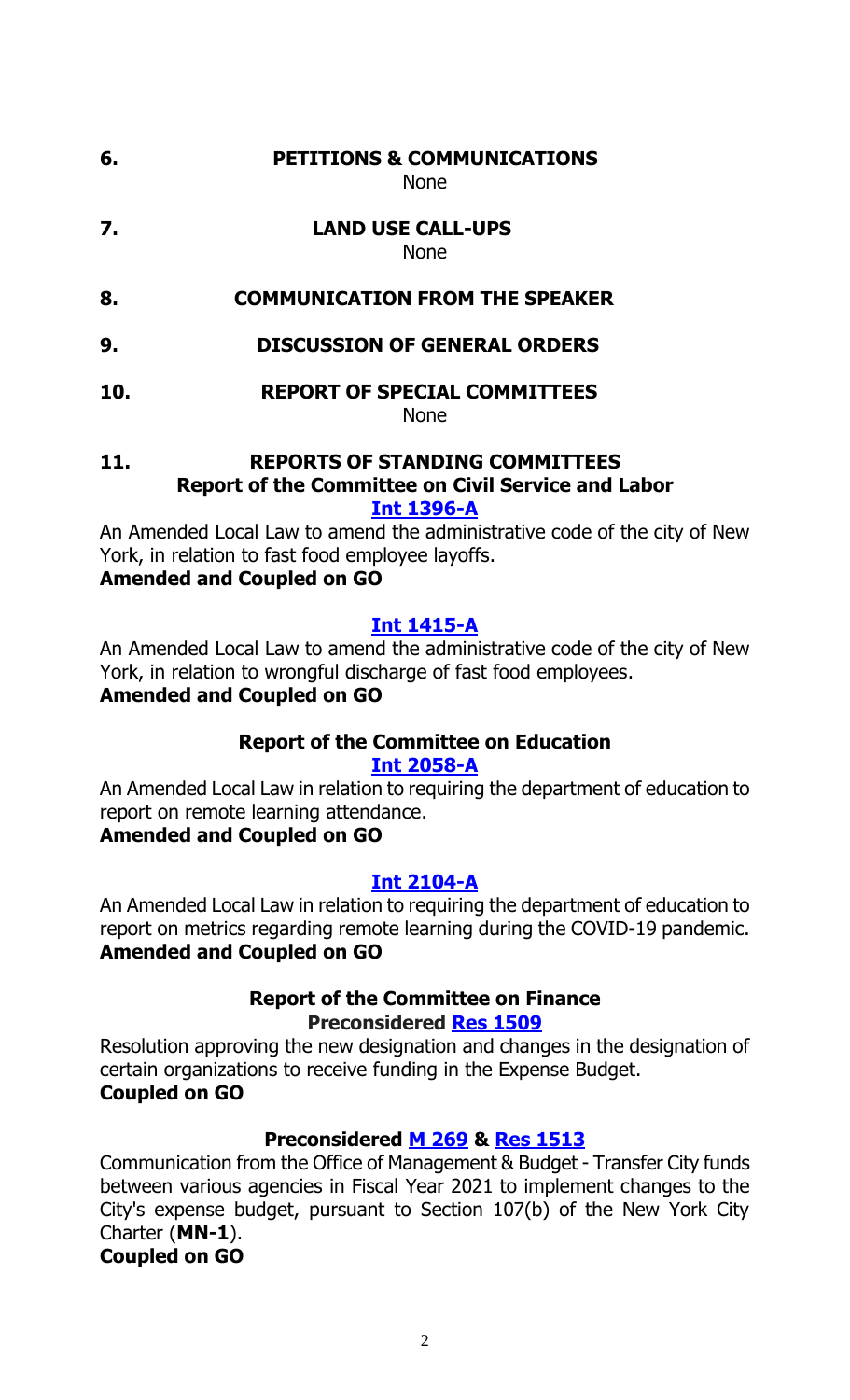## 6. PETITIONS & COMMUNICATIONS

None

## 7. LAND USE CALL-UPS

None

## 8. COMMUNICATION FROM THE SPEAKER

## 9. DISCUSSION OF GENERAL ORDERS

## 10. REPORT OF SPECIAL COMMITTEES

None

## 11. REPORTS OF STANDING COMMITTEES

### Report of the Committee on Civil Service and Labor

**Int 1396-A**

An Amended Local Law to amend the administrative code of the city of New York, in relation to fast food employee layoffs.

**Amended and Coupled on GO**

**Int 1415-A**

An Amended Local Law to amend the administrative code of the city of New York, in relation to wrongful discharge of fast food employees.

**Amended and Coupled on GO**

### Report of the Committee on Education

**Int 2058-A**

An Amended Local Law in relation to requiring the department of education to report on remote learning attendance.

**Amended and Coupled on GO**

**Int 2104-A**

An Amended Local Law in relation to requiring the department of education to report on metrics regarding remote learning during the COVID-19 pandemic.

**Amended and Coupled on GO**

### Report of the Committee on Finance

**Preconsidered Res 1509**

Resolution approving the new designation and changes in the designation of certain organizations to receive funding in the Expense Budget.

**Coupled on GO**

**Preconsidered M 269 & Res 1513**

Communication from the Office of Management & Budget - Transfer City funds between various agencies in Fiscal Year 2021 to implement changes to the City's expense budget, pursuant to Section 107(b) of the New York City Charter (**MN-1**).

**Coupled on GO**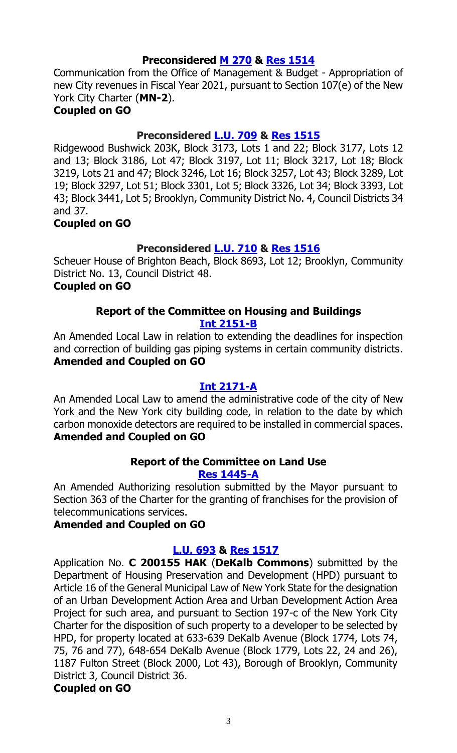**Preconsidered M 270 & Res 1514**

Communication from the Office of Management & Budget - Appropriation of new City revenues in Fiscal Year 2021, pursuant to Section 107(e) of the New York City Charter (**MN-2**).

**Coupled on GO**

**Preconsidered L.U. 709 & Res 1515**

Ridgewood Bushwick 203K, Block 3173, Lots 1 and 22; Block 3177, Lots 12 and 13; Block 3186, Lot 47; Block 3197, Lot 11; Block 3217, Lot 18; Block 3219, Lots 21 and 47; Block 3246, Lot 16; Block 3257, Lot 43; Block 3289, Lot 19; Block 3297, Lot 51; Block 3301, Lot 5; Block 3326, Lot 34; Block 3393, Lot 43; Block 3441, Lot 5; Brooklyn, Community District No. 4, Council Districts 34 and 37.

**Coupled on GO**

**Preconsidered L.U. 710 & Res 1516**

Scheuer House of Brighton Beach, Block 8693, Lot 12; Brooklyn, Community District No. 13, Council District 48.

**Coupled on GO**

**Report of the Committee on Housing and Buildings**

**Int 2151-B**

An Amended Local Law in relation to extending the deadlines for inspection and correction of building gas piping systems in certain community districts.

**Amended and Coupled on GO**

**Int 2171-A**

An Amended Local Law to amend the administrative code of the city of New York and the New York city building code, in relation to the date by which carbon monoxide detectors are required to be installed in commercial spaces.

**Amended and Coupled on GO**

**Report of the Committee on Land Use**

**Res 1445-A**

An Amended Authorizing resolution submitted by the Mayor pursuant to Section 363 of the Charter for the granting of franchises for the provision of telecommunications services.

**Amended and Coupled on GO**

**L.U. 693 & Res 1517**

Application No. **C 200155 HAK** (**DeKalb Commons**) submitted by the Department of Housing Preservation and Development (HPD) pursuant to Article 16 of the General Municipal Law of New York State for the designation of an Urban Development Action Area and Urban Development Action Area Project for such area, and pursuant to Section 197-c of the New York City Charter for the disposition of such property to a developer to be selected by HPD, for property located at 633-639 DeKalb Avenue (Block 1774, Lots 74, 75, 76 and 77), 648-654 DeKalb Avenue (Block 1779, Lots 22, 24 and 26), 1187 Fulton Street (Block 2000, Lot 43), Borough of Brooklyn, Community District 3, Council District 36.

**Coupled on GO**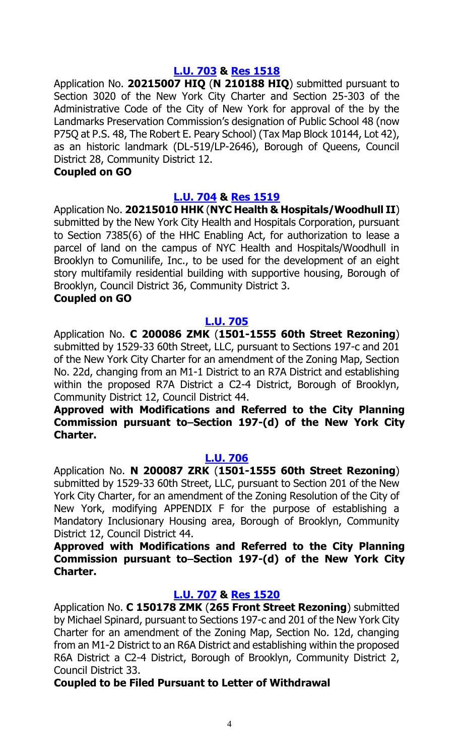**[L.U. 703](#) & [Res 1518](#)**

Application No. **20215007 HIQ** (**N 210188 HIQ**) submitted pursuant to Section 3020 of the New York City Charter and Section 25-303 of the Administrative Code of the City of New York for approval of the by the Landmarks Preservation Commission's designation of Public School 48 (now P75Q at P.S. 48, The Robert E. Peary School) (Tax Map Block 10144, Lot 42), as an historic landmark (DL-519/LP-2646), Borough of Queens, Council District 28, Community District 12.

**Coupled on GO**

**[L.U. 704](#) & [Res 1519](#)**

Application No. **20215010 HHK** (**NYC Health & Hospitals/Woodhull II**) submitted by the New York City Health and Hospitals Corporation, pursuant to Section 7385(6) of the HHC Enabling Act, for authorization to lease a parcel of land on the campus of NYC Health and Hospitals/Woodhull in Brooklyn to Comunilife, Inc., to be used for the development of an eight story multifamily residential building with supportive housing, Borough of Brooklyn, Council District 36, Community District 3.

**Coupled on GO**

**[L.U. 705](#)**

Application No. **C 200086 ZMK** (**1501-1555 60th Street Rezoning**) submitted by 1529-33 60th Street, LLC, pursuant to Sections 197-c and 201 of the New York City Charter for an amendment of the Zoning Map, Section No. 22d, changing from an M1-1 District to an R7A District and establishing within the proposed R7A District a C2-4 District, Borough of Brooklyn, Community District 12, Council District 44.

**Approved with Modifications and Referred to the City Planning Commission pursuant to–Section 197-(d) of the New York City Charter.**

**[L.U. 706](#)**

Application No. **N 200087 ZRK** (**1501-1555 60th Street Rezoning**) submitted by 1529-33 60th Street, LLC, pursuant to Section 201 of the New York City Charter, for an amendment of the Zoning Resolution of the City of New York, modifying APPENDIX F for the purpose of establishing a Mandatory Inclusionary Housing area, Borough of Brooklyn, Community District 12, Council District 44.

**Approved with Modifications and Referred to the City Planning Commission pursuant to–Section 197-(d) of the New York City Charter.**

**[L.U. 707](#) & [Res 1520](#)**

Application No. **C 150178 ZMK** (**265 Front Street Rezoning**) submitted by Michael Spinard, pursuant to Sections 197-c and 201 of the New York City Charter for an amendment of the Zoning Map, Section No. 12d, changing from an M1-2 District to an R6A District and establishing within the proposed R6A District a C2-4 District, Borough of Brooklyn, Community District 2, Council District 33.

**Coupled to be Filed Pursuant to Letter of Withdrawal**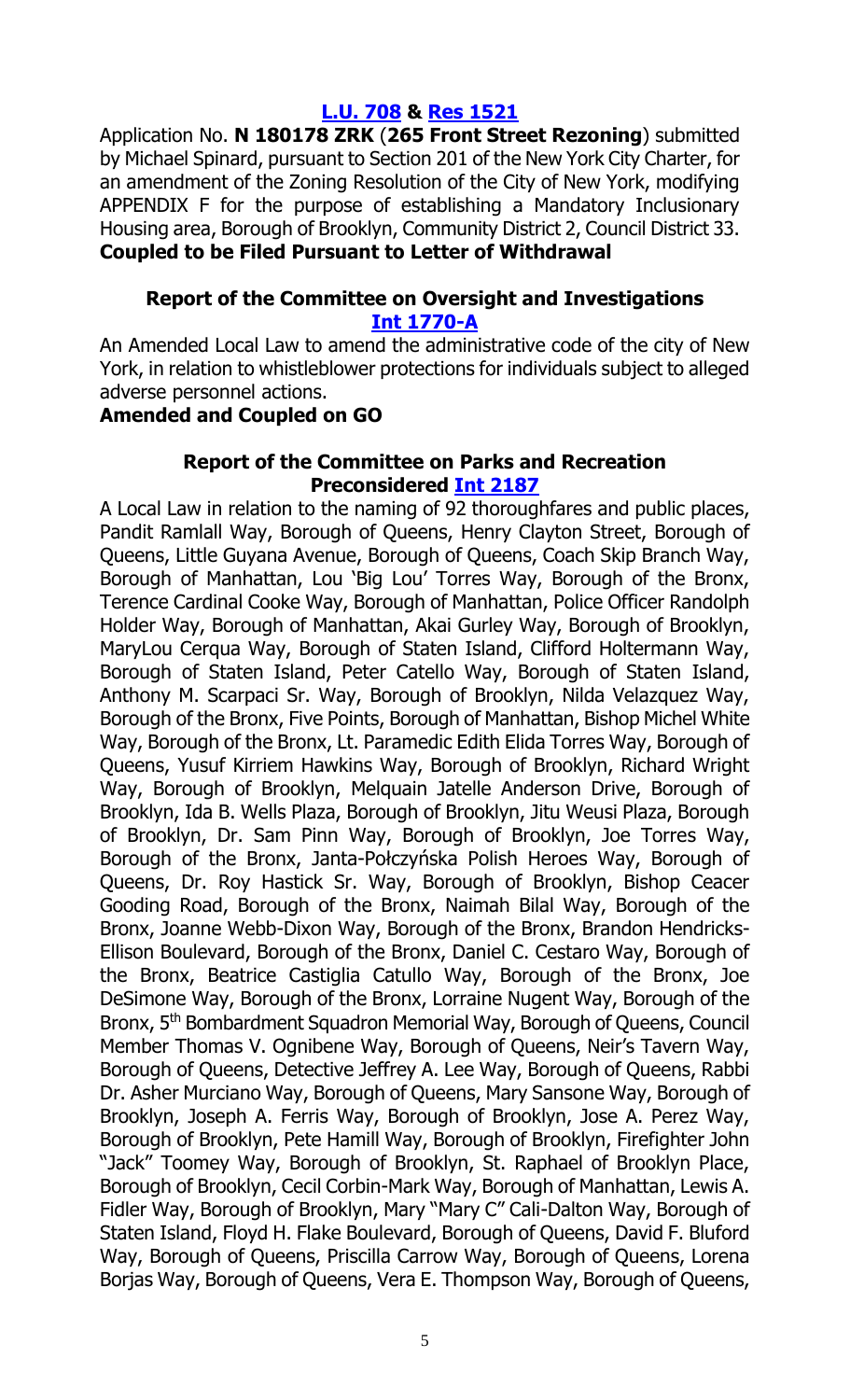**[L.U. 708](#) & [Res 1521](#)**

Application No. **N 180178 ZRK** (**265 Front Street Rezoning**) submitted by Michael Spinard, pursuant to Section 201 of the New York City Charter, for an amendment of the Zoning Resolution of the City of New York, modifying APPENDIX F for the purpose of establishing a Mandatory Inclusionary Housing area, Borough of Brooklyn, Community District 2, Council District 33.

**Coupled to be Filed Pursuant to Letter of Withdrawal**

**Report of the Committee on Oversight and Investigations**
**[Int 1770-A](#)**

An Amended Local Law to amend the administrative code of the city of New York, in relation to whistleblower protections for individuals subject to alleged adverse personnel actions.

**Amended and Coupled on GO**

**Report of the Committee on Parks and Recreation**
**Preconsidered [Int 2187](#)**

A Local Law in relation to the naming of 92 thoroughfares and public places, Pandit Ramlall Way, Borough of Queens, Henry Clayton Street, Borough of Queens, Little Guyana Avenue, Borough of Queens, Coach Skip Branch Way, Borough of Manhattan, Lou 'Big Lou' Torres Way, Borough of the Bronx, Terence Cardinal Cooke Way, Borough of Manhattan, Police Officer Randolph Holder Way, Borough of Manhattan, Akai Gurley Way, Borough of Brooklyn, MaryLou Cerqua Way, Borough of Staten Island, Clifford Holtermann Way, Borough of Staten Island, Peter Catello Way, Borough of Staten Island, Anthony M. Scarpaci Sr. Way, Borough of Brooklyn, Nilda Velazquez Way, Borough of the Bronx, Five Points, Borough of Manhattan, Bishop Michel White Way, Borough of the Bronx, Lt. Paramedic Edith Elida Torres Way, Borough of Queens, Yusuf Kirriem Hawkins Way, Borough of Brooklyn, Richard Wright Way, Borough of Brooklyn, Melquain Jatelle Anderson Drive, Borough of Brooklyn, Ida B. Wells Plaza, Borough of Brooklyn, Jitu Weusi Plaza, Borough of Brooklyn, Dr. Sam Pinn Way, Borough of Brooklyn, Joe Torres Way, Borough of the Bronx, Janta-Połczyńska Polish Heroes Way, Borough of Queens, Dr. Roy Hastick Sr. Way, Borough of Brooklyn, Bishop Ceacer Gooding Road, Borough of the Bronx, Naimah Bilal Way, Borough of the Bronx, Joanne Webb-Dixon Way, Borough of the Bronx, Brandon Hendricks-Ellison Boulevard, Borough of the Bronx, Daniel C. Cestaro Way, Borough of the Bronx, Beatrice Castiglia Catullo Way, Borough of the Bronx, Joe DeSimone Way, Borough of the Bronx, Lorraine Nugent Way, Borough of the Bronx, 5th Bombardment Squadron Memorial Way, Borough of Queens, Council Member Thomas V. Ognibene Way, Borough of Queens, Neir's Tavern Way, Borough of Queens, Detective Jeffrey A. Lee Way, Borough of Queens, Rabbi Dr. Asher Murciano Way, Borough of Queens, Mary Sansone Way, Borough of Brooklyn, Joseph A. Ferris Way, Borough of Brooklyn, Jose A. Perez Way, Borough of Brooklyn, Pete Hamill Way, Borough of Brooklyn, Firefighter John "Jack" Toomey Way, Borough of Brooklyn, St. Raphael of Brooklyn Place, Borough of Brooklyn, Cecil Corbin-Mark Way, Borough of Manhattan, Lewis A. Fidler Way, Borough of Brooklyn, Mary "Mary C" Cali-Dalton Way, Borough of Staten Island, Floyd H. Flake Boulevard, Borough of Queens, David F. Bluford Way, Borough of Queens, Priscilla Carrow Way, Borough of Queens, Lorena Borjas Way, Borough of Queens, Vera E. Thompson Way, Borough of Queens,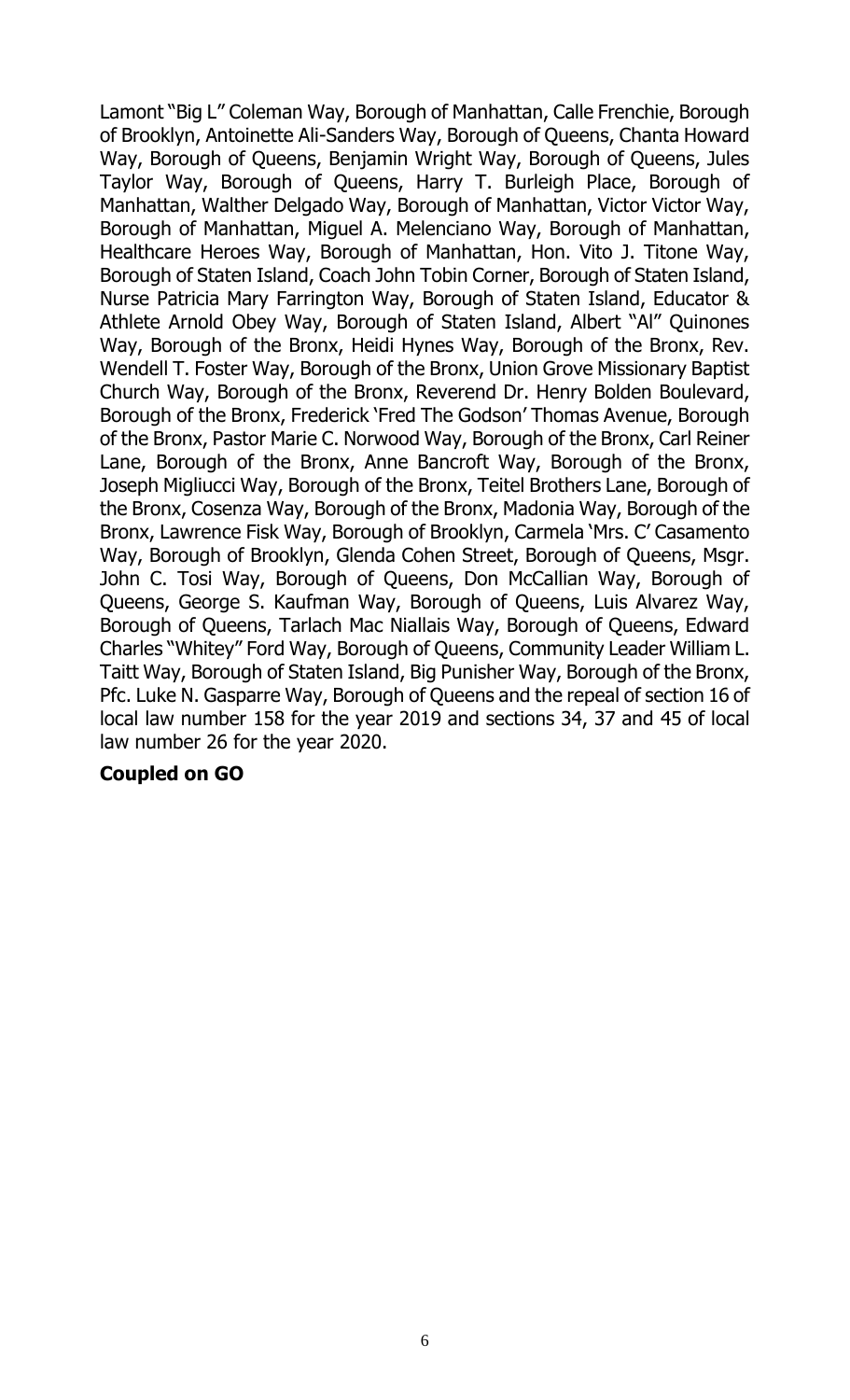Lamont "Big L" Coleman Way, Borough of Manhattan, Calle Frenchie, Borough of Brooklyn, Antoinette Ali-Sanders Way, Borough of Queens, Chanta Howard Way, Borough of Queens, Benjamin Wright Way, Borough of Queens, Jules Taylor Way, Borough of Queens, Harry T. Burleigh Place, Borough of Manhattan, Walther Delgado Way, Borough of Manhattan, Victor Victor Way, Borough of Manhattan, Miguel A. Melenciano Way, Borough of Manhattan, Healthcare Heroes Way, Borough of Manhattan, Hon. Vito J. Titone Way, Borough of Staten Island, Coach John Tobin Corner, Borough of Staten Island, Nurse Patricia Mary Farrington Way, Borough of Staten Island, Educator & Athlete Arnold Obey Way, Borough of Staten Island, Albert "Al" Quinones Way, Borough of the Bronx, Heidi Hynes Way, Borough of the Bronx, Rev. Wendell T. Foster Way, Borough of the Bronx, Union Grove Missionary Baptist Church Way, Borough of the Bronx, Reverend Dr. Henry Bolden Boulevard, Borough of the Bronx, Frederick 'Fred The Godson' Thomas Avenue, Borough of the Bronx, Pastor Marie C. Norwood Way, Borough of the Bronx, Carl Reiner Lane, Borough of the Bronx, Anne Bancroft Way, Borough of the Bronx, Joseph Migliucci Way, Borough of the Bronx, Teitel Brothers Lane, Borough of the Bronx, Cosenza Way, Borough of the Bronx, Madonia Way, Borough of the Bronx, Lawrence Fisk Way, Borough of Brooklyn, Carmela 'Mrs. C' Casamento Way, Borough of Brooklyn, Glenda Cohen Street, Borough of Queens, Msgr. John C. Tosi Way, Borough of Queens, Don McCallian Way, Borough of Queens, George S. Kaufman Way, Borough of Queens, Luis Alvarez Way, Borough of Queens, Tarlach Mac Niallais Way, Borough of Queens, Edward Charles "Whitey" Ford Way, Borough of Queens, Community Leader William L. Taitt Way, Borough of Staten Island, Big Punisher Way, Borough of the Bronx, Pfc. Luke N. Gasparre Way, Borough of Queens and the repeal of section 16 of local law number 158 for the year 2019 and sections 34, 37 and 45 of local law number 26 for the year 2020.

**Coupled on GO**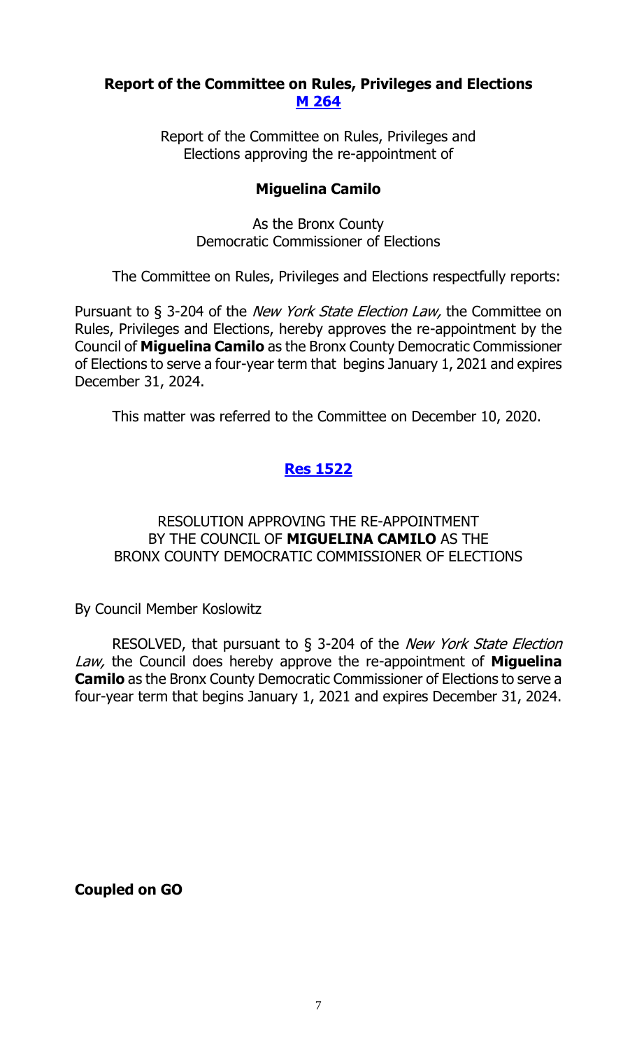**Report of the Committee on Rules, Privileges and Elections**
**M 264**

Report of the Committee on Rules, Privileges and Elections approving the re-appointment of

**Miguelina Camilo**

As the Bronx County Democratic Commissioner of Elections

The Committee on Rules, Privileges and Elections respectfully reports:

Pursuant to § 3-204 of the *New York State Election Law,* the Committee on Rules, Privileges and Elections, hereby approves the re-appointment by the Council of **Miguelina Camilo** as the Bronx County Democratic Commissioner of Elections to serve a four-year term that begins January 1, 2021 and expires December 31, 2024.

This matter was referred to the Committee on December 10, 2020.

**Res 1522**

RESOLUTION APPROVING THE RE-APPOINTMENT BY THE COUNCIL OF **MIGUELINA CAMILO** AS THE BRONX COUNTY DEMOCRATIC COMMISSIONER OF ELECTIONS

By Council Member Koslowitz

RESOLVED, that pursuant to § 3-204 of the *New York State Election Law,* the Council does hereby approve the re-appointment of **Miguelina Camilo** as the Bronx County Democratic Commissioner of Elections to serve a four-year term that begins January 1, 2021 and expires December 31, 2024.

**Coupled on GO**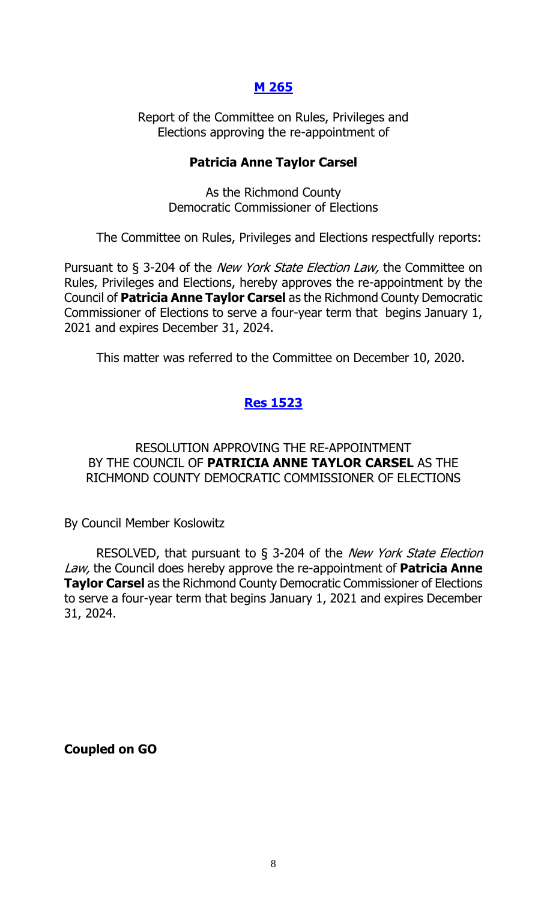## [M 265]

Report of the Committee on Rules, Privileges and Elections approving the re-appointment of

**Patricia Anne Taylor Carsel**

As the Richmond County Democratic Commissioner of Elections

The Committee on Rules, Privileges and Elections respectfully reports:

Pursuant to § 3-204 of the *New York State Election Law,* the Committee on Rules, Privileges and Elections, hereby approves the re-appointment by the Council of **Patricia Anne Taylor Carsel** as the Richmond County Democratic Commissioner of Elections to serve a four-year term that begins January 1, 2021 and expires December 31, 2024.

This matter was referred to the Committee on December 10, 2020.

## [Res 1523]

RESOLUTION APPROVING THE RE-APPOINTMENT BY THE COUNCIL OF **PATRICIA ANNE TAYLOR CARSEL** AS THE RICHMOND COUNTY DEMOCRATIC COMMISSIONER OF ELECTIONS

By Council Member Koslowitz

RESOLVED, that pursuant to § 3-204 of the *New York State Election Law,* the Council does hereby approve the re-appointment of **Patricia Anne Taylor Carsel** as the Richmond County Democratic Commissioner of Elections to serve a four-year term that begins January 1, 2021 and expires December 31, 2024.

**Coupled on GO**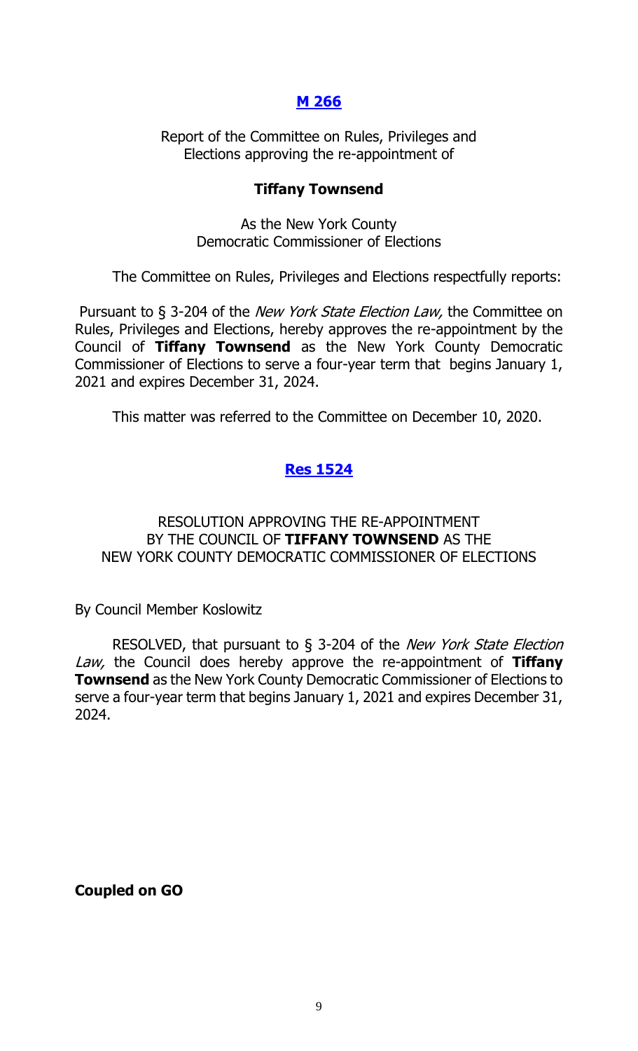## [M 266](#)

Report of the Committee on Rules, Privileges and Elections approving the re-appointment of

**Tiffany Townsend**

As the New York County Democratic Commissioner of Elections

The Committee on Rules, Privileges and Elections respectfully reports:

Pursuant to § 3-204 of the *New York State Election Law,* the Committee on Rules, Privileges and Elections, hereby approves the re-appointment by the Council of **Tiffany Townsend** as the New York County Democratic Commissioner of Elections to serve a four-year term that begins January 1, 2021 and expires December 31, 2024.

This matter was referred to the Committee on December 10, 2020.

## [Res 1524](#)

RESOLUTION APPROVING THE RE-APPOINTMENT BY THE COUNCIL OF **TIFFANY TOWNSEND** AS THE NEW YORK COUNTY DEMOCRATIC COMMISSIONER OF ELECTIONS

By Council Member Koslowitz

RESOLVED, that pursuant to § 3-204 of the *New York State Election Law,* the Council does hereby approve the re-appointment of **Tiffany Townsend** as the New York County Democratic Commissioner of Elections to serve a four-year term that begins January 1, 2021 and expires December 31, 2024.

**Coupled on GO**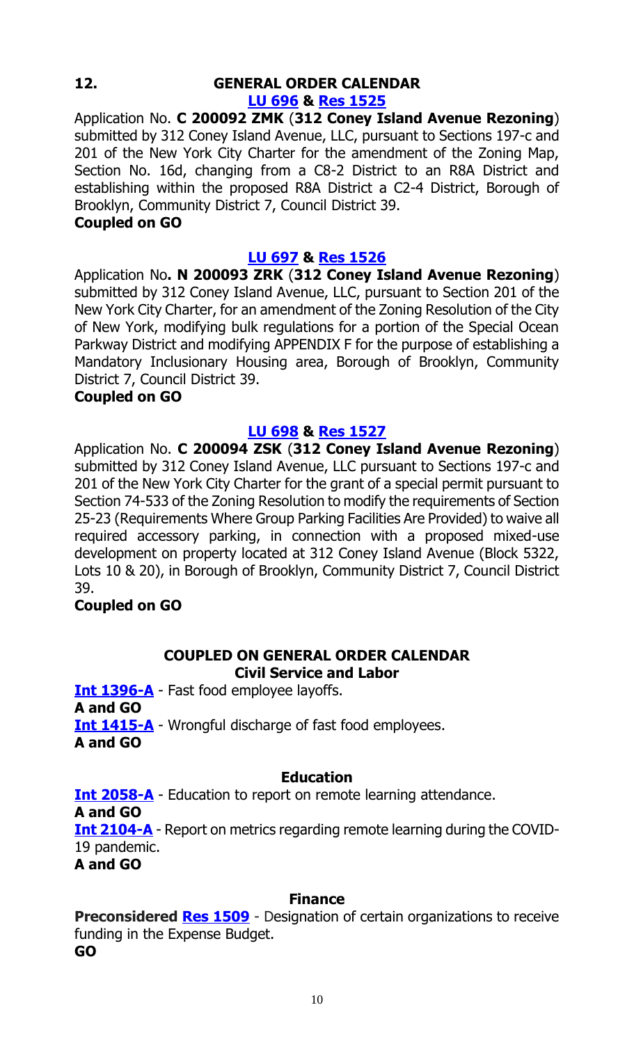## 12. GENERAL ORDER CALENDAR

**LU 696 & Res 1525**

Application No. **C 200092 ZMK** (**312 Coney Island Avenue Rezoning**) submitted by 312 Coney Island Avenue, LLC, pursuant to Sections 197-c and 201 of the New York City Charter for the amendment of the Zoning Map, Section No. 16d, changing from a C8-2 District to an R8A District and establishing within the proposed R8A District a C2-4 District, Borough of Brooklyn, Community District 7, Council District 39.

**Coupled on GO**

**LU 697 & Res 1526**

Application No**. N 200093 ZRK** (**312 Coney Island Avenue Rezoning**) submitted by 312 Coney Island Avenue, LLC, pursuant to Section 201 of the New York City Charter, for an amendment of the Zoning Resolution of the City of New York, modifying bulk regulations for a portion of the Special Ocean Parkway District and modifying APPENDIX F for the purpose of establishing a Mandatory Inclusionary Housing area, Borough of Brooklyn, Community District 7, Council District 39.

**Coupled on GO**

**LU 698 & Res 1527**

Application No. **C 200094 ZSK** (**312 Coney Island Avenue Rezoning**) submitted by 312 Coney Island Avenue, LLC pursuant to Sections 197-c and 201 of the New York City Charter for the grant of a special permit pursuant to Section 74-533 of the Zoning Resolution to modify the requirements of Section 25-23 (Requirements Where Group Parking Facilities Are Provided) to waive all required accessory parking, in connection with a proposed mixed-use development on property located at 312 Coney Island Avenue (Block 5322, Lots 10 & 20), in Borough of Brooklyn, Community District 7, Council District 39.

**Coupled on GO**

### COUPLED ON GENERAL ORDER CALENDAR

#### Civil Service and Labor

**Int 1396-A** - Fast food employee layoffs.

**A and GO**

**Int 1415-A** - Wrongful discharge of fast food employees.

**A and GO**

#### Education

**Int 2058-A** - Education to report on remote learning attendance.

**A and GO**

**Int 2104-A** - Report on metrics regarding remote learning during the COVID-19 pandemic.

**A and GO**

#### Finance

**Preconsidered Res 1509** - Designation of certain organizations to receive funding in the Expense Budget.

**GO**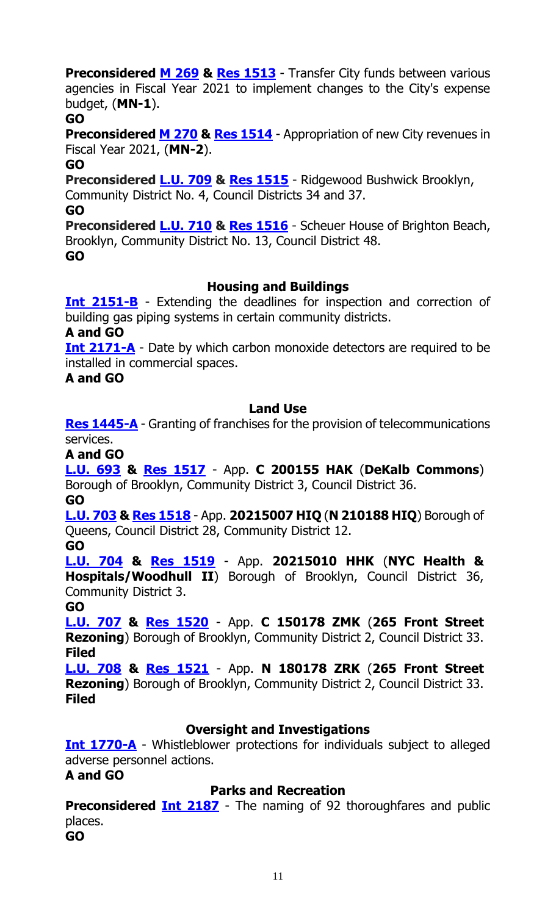**Preconsidered M 269 & Res 1513** - Transfer City funds between various agencies in Fiscal Year 2021 to implement changes to the City's expense budget, (**MN-1**).

**GO**

**Preconsidered M 270 & Res 1514** - Appropriation of new City revenues in Fiscal Year 2021, (**MN-2**).

**GO**

**Preconsidered L.U. 709 & Res 1515** - Ridgewood Bushwick Brooklyn, Community District No. 4, Council Districts 34 and 37.

**GO**

**Preconsidered L.U. 710 & Res 1516** - Scheuer House of Brighton Beach, Brooklyn, Community District No. 13, Council District 48.

**GO**

### Housing and Buildings

**Int 2151-B** - Extending the deadlines for inspection and correction of building gas piping systems in certain community districts.

**A and GO**

**Int 2171-A** - Date by which carbon monoxide detectors are required to be installed in commercial spaces.

**A and GO**

### Land Use

**Res 1445-A** - Granting of franchises for the provision of telecommunications services.

**A and GO**

**L.U. 693 & Res 1517** - App. **C 200155 HAK** (**DeKalb Commons**) Borough of Brooklyn, Community District 3, Council District 36.

**GO**

**L.U. 703 & Res 1518** - App. **20215007 HIQ** (**N 210188 HIQ**) Borough of Queens, Council District 28, Community District 12.

**GO**

**L.U. 704 & Res 1519** - App. **20215010 HHK** (**NYC Health & Hospitals/Woodhull II**) Borough of Brooklyn, Council District 36, Community District 3.

**GO**

**L.U. 707 & Res 1520** - App. **C 150178 ZMK** (**265 Front Street Rezoning**) Borough of Brooklyn, Community District 2, Council District 33.

**Filed**

**L.U. 708 & Res 1521** - App. **N 180178 ZRK** (**265 Front Street Rezoning**) Borough of Brooklyn, Community District 2, Council District 33.

**Filed**

### Oversight and Investigations

**Int 1770-A** - Whistleblower protections for individuals subject to alleged adverse personnel actions.

**A and GO**

### Parks and Recreation

**Preconsidered Int 2187** - The naming of 92 thoroughfares and public places.

**GO**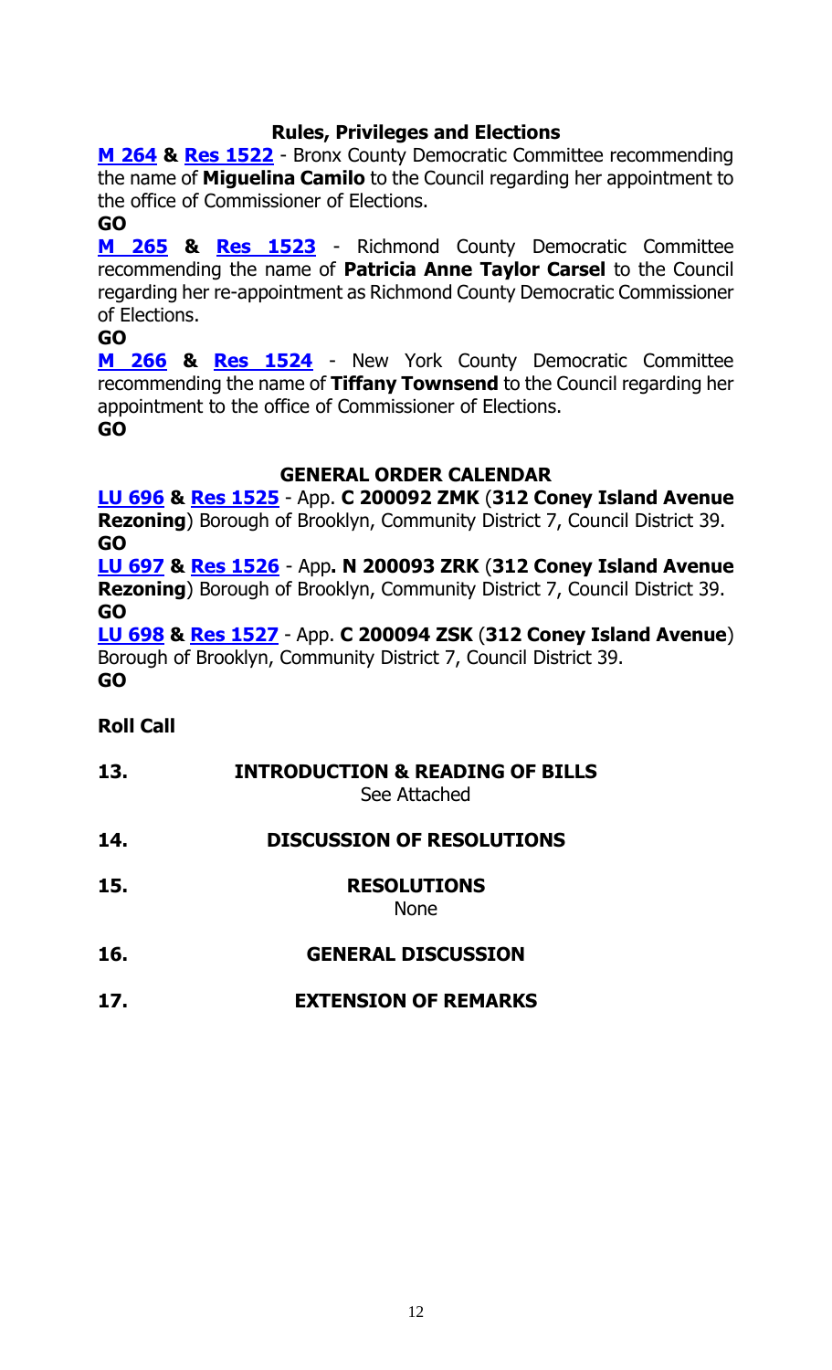### Rules, Privileges and Elections

**M 264** **&** **Res 1522** - Bronx County Democratic Committee recommending the name of **Miguelina Camilo** to the Council regarding her appointment to the office of Commissioner of Elections.

**GO**

**M 265** **&** **Res 1523** - Richmond County Democratic Committee recommending the name of **Patricia Anne Taylor Carsel** to the Council regarding her re-appointment as Richmond County Democratic Commissioner of Elections.

**GO**

**M 266** **&** **Res 1524** - New York County Democratic Committee recommending the name of **Tiffany Townsend** to the Council regarding her appointment to the office of Commissioner of Elections.

**GO**

### GENERAL ORDER CALENDAR

**LU 696** **&** **Res 1525** - App. **C 200092 ZMK** (**312 Coney Island Avenue Rezoning**) Borough of Brooklyn, Community District 7, Council District 39.

**GO**

**LU 697** **&** **Res 1526** - App**. N 200093 ZRK** (**312 Coney Island Avenue Rezoning**) Borough of Brooklyn, Community District 7, Council District 39.

**GO**

**LU 698** **&** **Res 1527** - App. **C 200094 ZSK** (**312 Coney Island Avenue**) Borough of Brooklyn, Community District 7, Council District 39.

**GO**

**Roll Call**

**13. INTRODUCTION & READING OF BILLS**
See Attached

**14. DISCUSSION OF RESOLUTIONS**

**15. RESOLUTIONS**
None

**16. GENERAL DISCUSSION**

**17. EXTENSION OF REMARKS**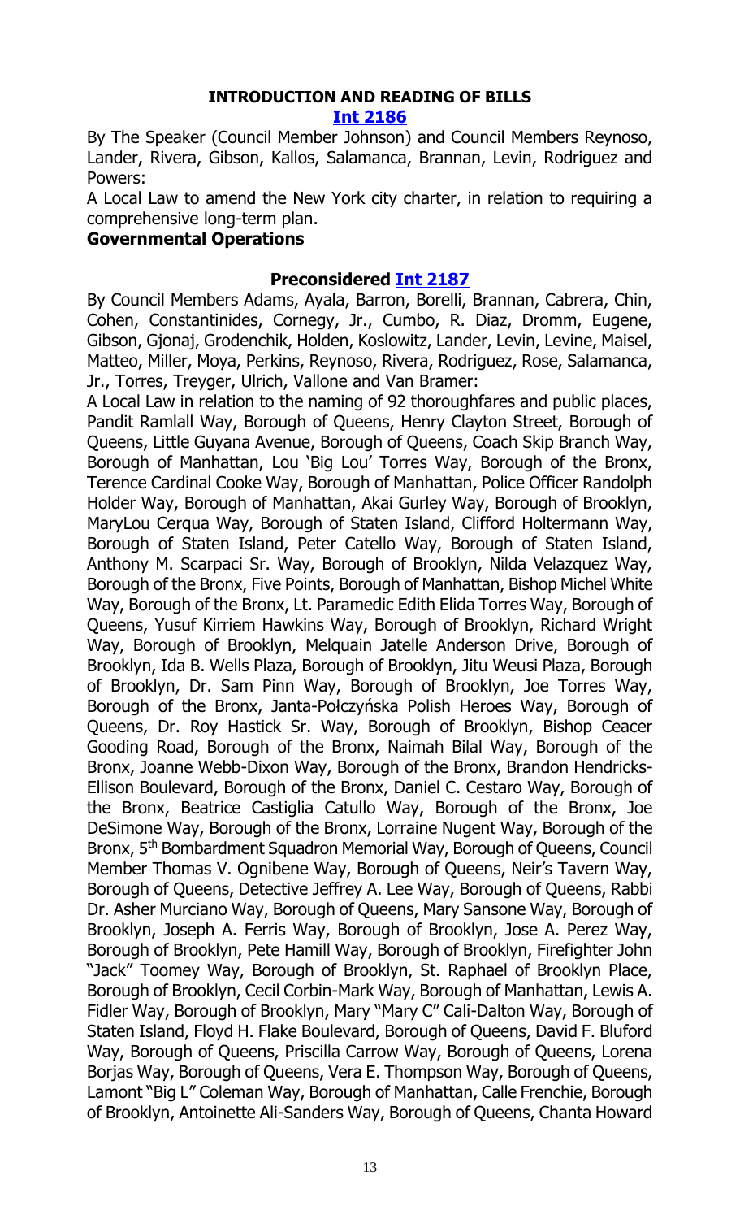## INTRODUCTION AND READING OF BILLS

**[Int 2186](#)**

By The Speaker (Council Member Johnson) and Council Members Reynoso, Lander, Rivera, Gibson, Kallos, Salamanca, Brannan, Levin, Rodriguez and Powers:

A Local Law to amend the New York city charter, in relation to requiring a comprehensive long-term plan.

**Governmental Operations**

**Preconsidered [Int 2187](#)**

By Council Members Adams, Ayala, Barron, Borelli, Brannan, Cabrera, Chin, Cohen, Constantinides, Cornegy, Jr., Cumbo, R. Diaz, Dromm, Eugene, Gibson, Gjonaj, Grodenchik, Holden, Koslowitz, Lander, Levin, Levine, Maisel, Matteo, Miller, Moya, Perkins, Reynoso, Rivera, Rodriguez, Rose, Salamanca, Jr., Torres, Treyger, Ulrich, Vallone and Van Bramer:

A Local Law in relation to the naming of 92 thoroughfares and public places, Pandit Ramlall Way, Borough of Queens, Henry Clayton Street, Borough of Queens, Little Guyana Avenue, Borough of Queens, Coach Skip Branch Way, Borough of Manhattan, Lou 'Big Lou' Torres Way, Borough of the Bronx, Terence Cardinal Cooke Way, Borough of Manhattan, Police Officer Randolph Holder Way, Borough of Manhattan, Akai Gurley Way, Borough of Brooklyn, MaryLou Cerqua Way, Borough of Staten Island, Clifford Holtermann Way, Borough of Staten Island, Peter Catello Way, Borough of Staten Island, Anthony M. Scarpaci Sr. Way, Borough of Brooklyn, Nilda Velazquez Way, Borough of the Bronx, Five Points, Borough of Manhattan, Bishop Michel White Way, Borough of the Bronx, Lt. Paramedic Edith Elida Torres Way, Borough of Queens, Yusuf Kirriem Hawkins Way, Borough of Brooklyn, Richard Wright Way, Borough of Brooklyn, Melquain Jatelle Anderson Drive, Borough of Brooklyn, Ida B. Wells Plaza, Borough of Brooklyn, Jitu Weusi Plaza, Borough of Brooklyn, Dr. Sam Pinn Way, Borough of Brooklyn, Joe Torres Way, Borough of the Bronx, Janta-Połczyńska Polish Heroes Way, Borough of Queens, Dr. Roy Hastick Sr. Way, Borough of Brooklyn, Bishop Ceacer Gooding Road, Borough of the Bronx, Naimah Bilal Way, Borough of the Bronx, Joanne Webb-Dixon Way, Borough of the Bronx, Brandon Hendricks-Ellison Boulevard, Borough of the Bronx, Daniel C. Cestaro Way, Borough of the Bronx, Beatrice Castiglia Catullo Way, Borough of the Bronx, Joe DeSimone Way, Borough of the Bronx, Lorraine Nugent Way, Borough of the Bronx, 5th Bombardment Squadron Memorial Way, Borough of Queens, Council Member Thomas V. Ognibene Way, Borough of Queens, Neir's Tavern Way, Borough of Queens, Detective Jeffrey A. Lee Way, Borough of Queens, Rabbi Dr. Asher Murciano Way, Borough of Queens, Mary Sansone Way, Borough of Brooklyn, Joseph A. Ferris Way, Borough of Brooklyn, Jose A. Perez Way, Borough of Brooklyn, Pete Hamill Way, Borough of Brooklyn, Firefighter John "Jack" Toomey Way, Borough of Brooklyn, St. Raphael of Brooklyn Place, Borough of Brooklyn, Cecil Corbin-Mark Way, Borough of Manhattan, Lewis A. Fidler Way, Borough of Brooklyn, Mary "Mary C" Cali-Dalton Way, Borough of Staten Island, Floyd H. Flake Boulevard, Borough of Queens, David F. Bluford Way, Borough of Queens, Priscilla Carrow Way, Borough of Queens, Lorena Borjas Way, Borough of Queens, Vera E. Thompson Way, Borough of Queens, Lamont "Big L" Coleman Way, Borough of Manhattan, Calle Frenchie, Borough of Brooklyn, Antoinette Ali-Sanders Way, Borough of Queens, Chanta Howard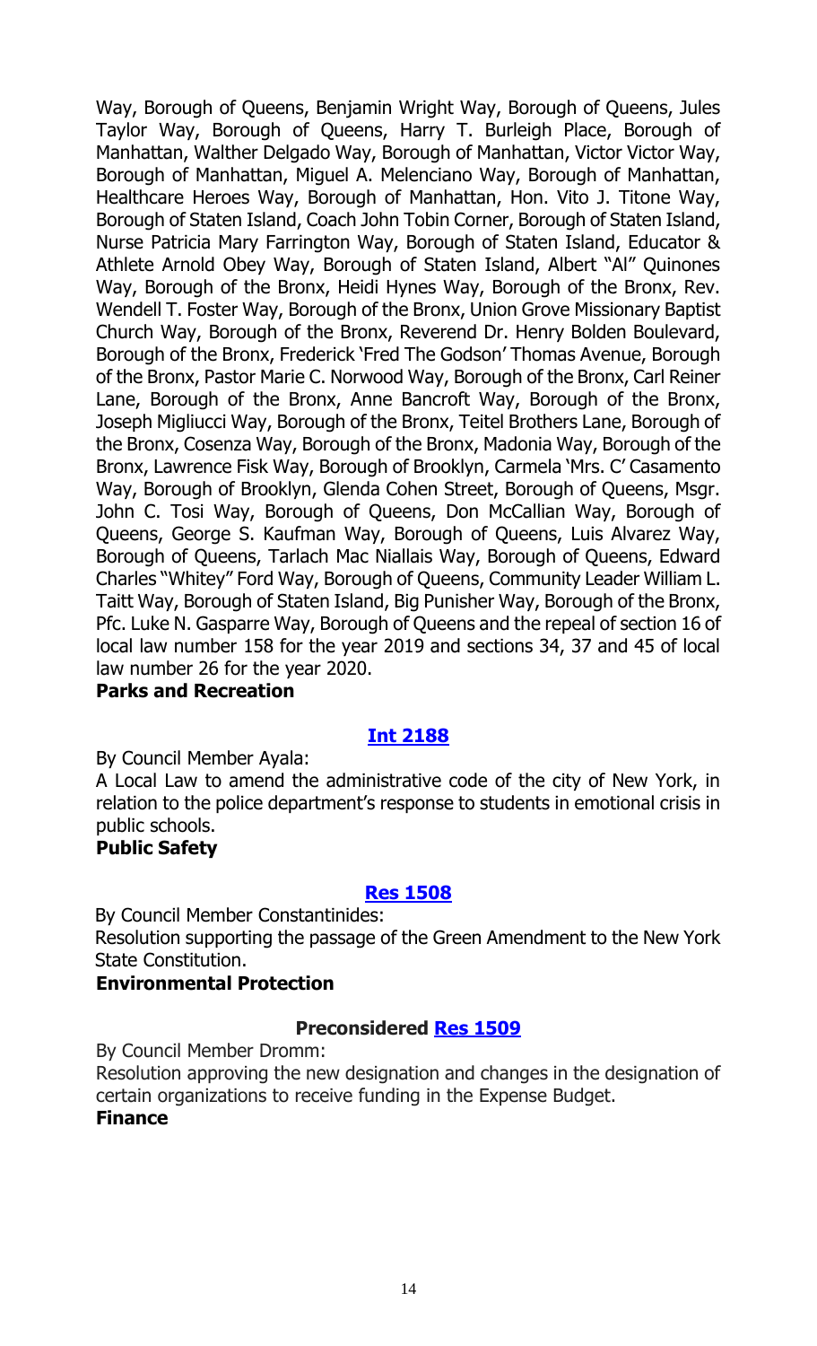Way, Borough of Queens, Benjamin Wright Way, Borough of Queens, Jules Taylor Way, Borough of Queens, Harry T. Burleigh Place, Borough of Manhattan, Walther Delgado Way, Borough of Manhattan, Victor Victor Way, Borough of Manhattan, Miguel A. Melenciano Way, Borough of Manhattan, Healthcare Heroes Way, Borough of Manhattan, Hon. Vito J. Titone Way, Borough of Staten Island, Coach John Tobin Corner, Borough of Staten Island, Nurse Patricia Mary Farrington Way, Borough of Staten Island, Educator & Athlete Arnold Obey Way, Borough of Staten Island, Albert "Al" Quinones Way, Borough of the Bronx, Heidi Hynes Way, Borough of the Bronx, Rev. Wendell T. Foster Way, Borough of the Bronx, Union Grove Missionary Baptist Church Way, Borough of the Bronx, Reverend Dr. Henry Bolden Boulevard, Borough of the Bronx, Frederick 'Fred The Godson' Thomas Avenue, Borough of the Bronx, Pastor Marie C. Norwood Way, Borough of the Bronx, Carl Reiner Lane, Borough of the Bronx, Anne Bancroft Way, Borough of the Bronx, Joseph Migliucci Way, Borough of the Bronx, Teitel Brothers Lane, Borough of the Bronx, Cosenza Way, Borough of the Bronx, Madonia Way, Borough of the Bronx, Lawrence Fisk Way, Borough of Brooklyn, Carmela 'Mrs. C' Casamento Way, Borough of Brooklyn, Glenda Cohen Street, Borough of Queens, Msgr. John C. Tosi Way, Borough of Queens, Don McCallian Way, Borough of Queens, George S. Kaufman Way, Borough of Queens, Luis Alvarez Way, Borough of Queens, Tarlach Mac Niallais Way, Borough of Queens, Edward Charles "Whitey" Ford Way, Borough of Queens, Community Leader William L. Taitt Way, Borough of Staten Island, Big Punisher Way, Borough of the Bronx, Pfc. Luke N. Gasparre Way, Borough of Queens and the repeal of section 16 of local law number 158 for the year 2019 and sections 34, 37 and 45 of local law number 26 for the year 2020.

**Parks and Recreation**

**Int 2188**

By Council Member Ayala:

A Local Law to amend the administrative code of the city of New York, in relation to the police department's response to students in emotional crisis in public schools.

**Public Safety**

**Res 1508**

By Council Member Constantinides:

Resolution supporting the passage of the Green Amendment to the New York State Constitution.

**Environmental Protection**

**Preconsidered Res 1509**

By Council Member Dromm:

Resolution approving the new designation and changes in the designation of certain organizations to receive funding in the Expense Budget.

**Finance**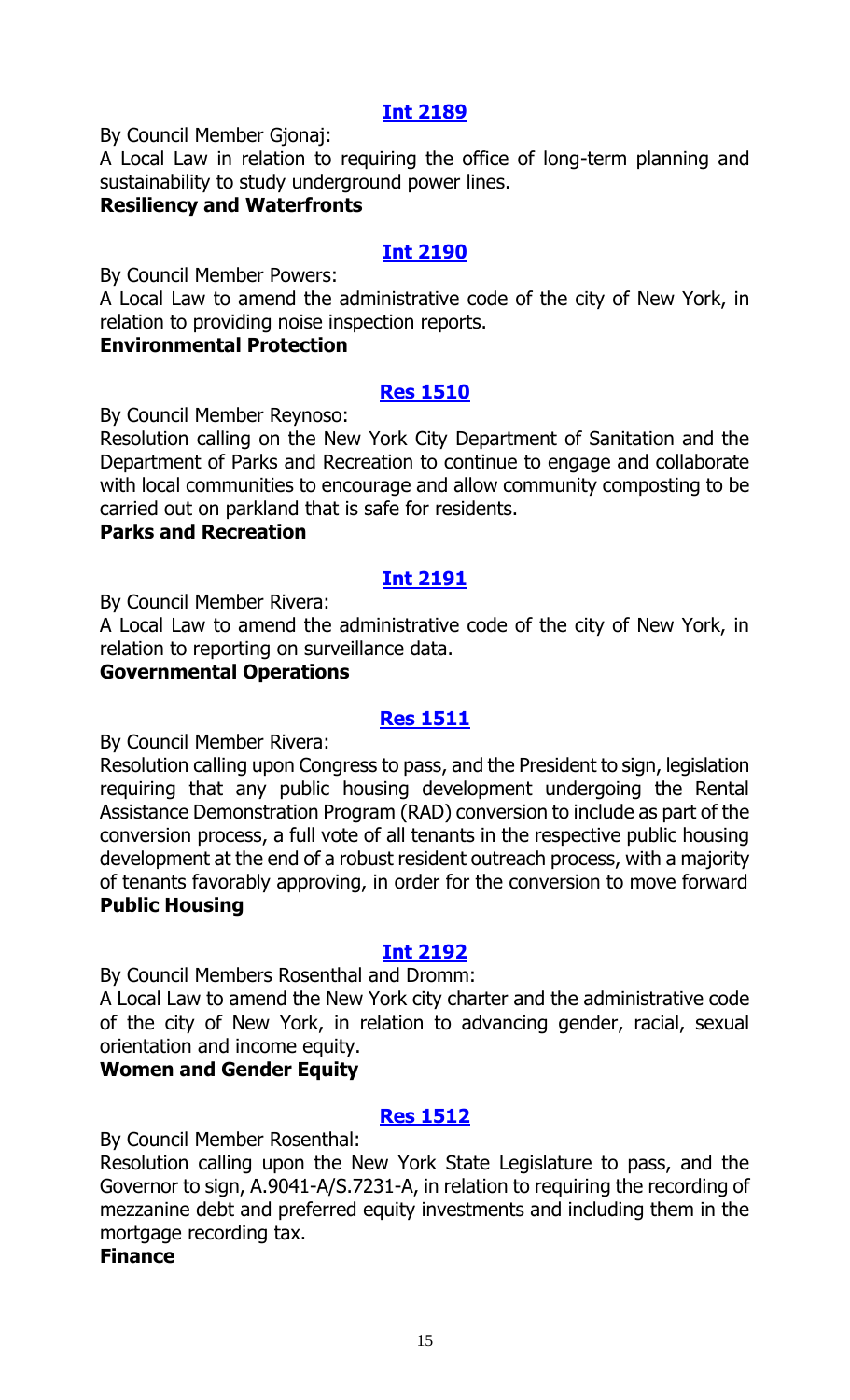**[Int 2189](#)**

By Council Member Gjonaj:

A Local Law in relation to requiring the office of long-term planning and sustainability to study underground power lines.

**Resiliency and Waterfronts**

**[Int 2190](#)**

By Council Member Powers:

A Local Law to amend the administrative code of the city of New York, in relation to providing noise inspection reports.

**Environmental Protection**

**[Res 1510](#)**

By Council Member Reynoso:

Resolution calling on the New York City Department of Sanitation and the Department of Parks and Recreation to continue to engage and collaborate with local communities to encourage and allow community composting to be carried out on parkland that is safe for residents.

**Parks and Recreation**

**[Int 2191](#)**

By Council Member Rivera:

A Local Law to amend the administrative code of the city of New York, in relation to reporting on surveillance data.

**Governmental Operations**

**[Res 1511](#)**

By Council Member Rivera:

Resolution calling upon Congress to pass, and the President to sign, legislation requiring that any public housing development undergoing the Rental Assistance Demonstration Program (RAD) conversion to include as part of the conversion process, a full vote of all tenants in the respective public housing development at the end of a robust resident outreach process, with a majority of tenants favorably approving, in order for the conversion to move forward

**Public Housing**

**[Int 2192](#)**

By Council Members Rosenthal and Dromm:

A Local Law to amend the New York city charter and the administrative code of the city of New York, in relation to advancing gender, racial, sexual orientation and income equity.

**Women and Gender Equity**

**[Res 1512](#)**

By Council Member Rosenthal:

Resolution calling upon the New York State Legislature to pass, and the Governor to sign, A.9041-A/S.7231-A, in relation to requiring the recording of mezzanine debt and preferred equity investments and including them in the mortgage recording tax.

**Finance**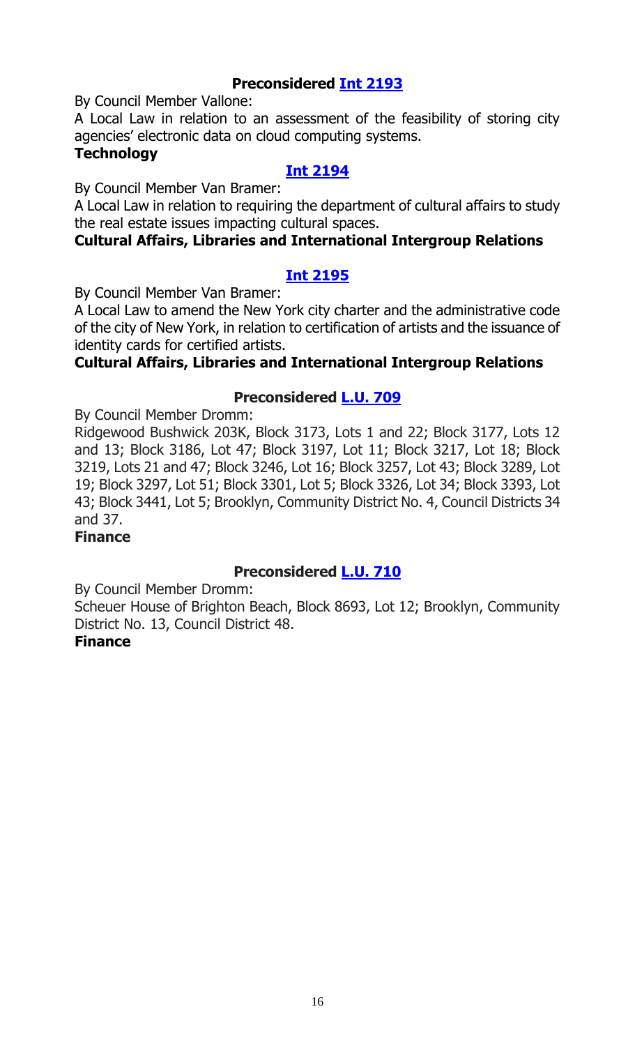### Preconsidered Int 2193

By Council Member Vallone:

A Local Law in relation to an assessment of the feasibility of storing city agencies' electronic data on cloud computing systems.

**Technology**

### Int 2194

By Council Member Van Bramer:

A Local Law in relation to requiring the department of cultural affairs to study the real estate issues impacting cultural spaces.

**Cultural Affairs, Libraries and International Intergroup Relations**

### Int 2195

By Council Member Van Bramer:

A Local Law to amend the New York city charter and the administrative code of the city of New York, in relation to certification of artists and the issuance of identity cards for certified artists.

**Cultural Affairs, Libraries and International Intergroup Relations**

### Preconsidered L.U. 709

By Council Member Dromm:

Ridgewood Bushwick 203K, Block 3173, Lots 1 and 22; Block 3177, Lots 12 and 13; Block 3186, Lot 47; Block 3197, Lot 11; Block 3217, Lot 18; Block 3219, Lots 21 and 47; Block 3246, Lot 16; Block 3257, Lot 43; Block 3289, Lot 19; Block 3297, Lot 51; Block 3301, Lot 5; Block 3326, Lot 34; Block 3393, Lot 43; Block 3441, Lot 5; Brooklyn, Community District No. 4, Council Districts 34 and 37.

**Finance**

### Preconsidered L.U. 710

By Council Member Dromm:

Scheuer House of Brighton Beach, Block 8693, Lot 12; Brooklyn, Community District No. 13, Council District 48.

**Finance**